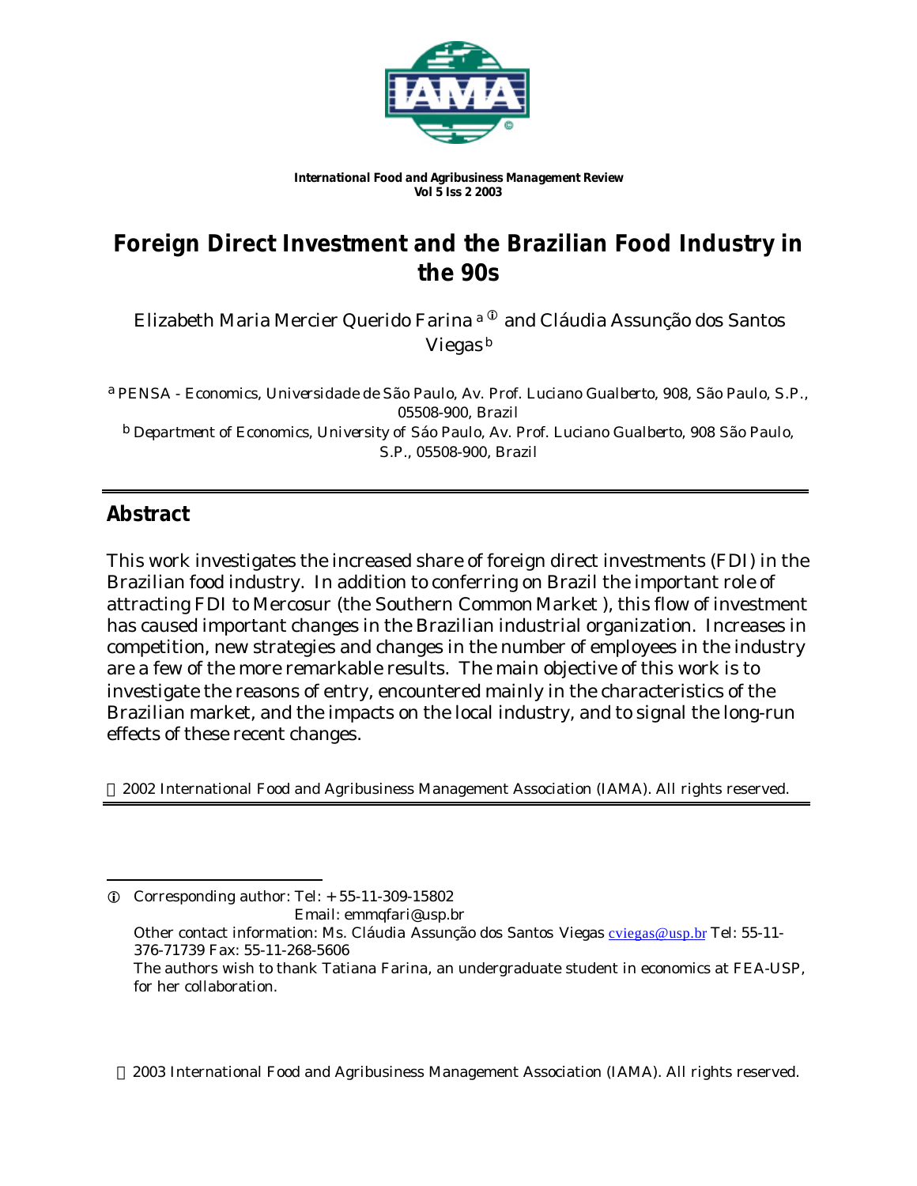International Food and Agribusiness Management Review
Vol 5 Iss 2 2003

# Foreign Direct Investment and the Brazilian Food Industry in the 90s

Elizabeth Maria Mercier Querido Farina [a] ① and Cláudia Assunção dos Santos Viegas [b]

[a] PENSA - Economics, Universidade de São Paulo, Av. Prof. Luciano Gualberto, 908, São Paulo, S.P., 05508-900, Brazil

[b] Department of Economics, University of Sáo Paulo, Av. Prof. Luciano Gualberto, 908 São Paulo, S.P., 05508-900, Brazil

## Abstract

This work investigates the increased share of foreign direct investments (FDI) in the Brazilian food industry. In addition to conferring on Brazil the important role of attracting FDI to Mercosur (the Southern Common Market ), this flow of investment has caused important changes in the Brazilian industrial organization. Increases in competition, new strategies and changes in the number of employees in the industry are a few of the more remarkable results. The main objective of this work is to investigate the reasons of entry, encountered mainly in the characteristics of the Brazilian market, and the impacts on the local industry, and to signal the long-run effects of these recent changes.

© 2002 International Food and Agribusiness Management Association (IAMA). All rights reserved.

---

① Corresponding author: Tel: + 55-11-309-15802
Email: emmqfari@usp.br
Other contact information: Ms. Cláudia Assunção dos Santos Viegas cviegas@usp.br Tel: 55-11-376-71739 Fax: 55-11-268-5606
The authors wish to thank Tatiana Farina, an undergraduate student in economics at FEA-USP, for her collaboration.

© 2003 International Food and Agribusiness Management Association (IAMA). All rights reserved.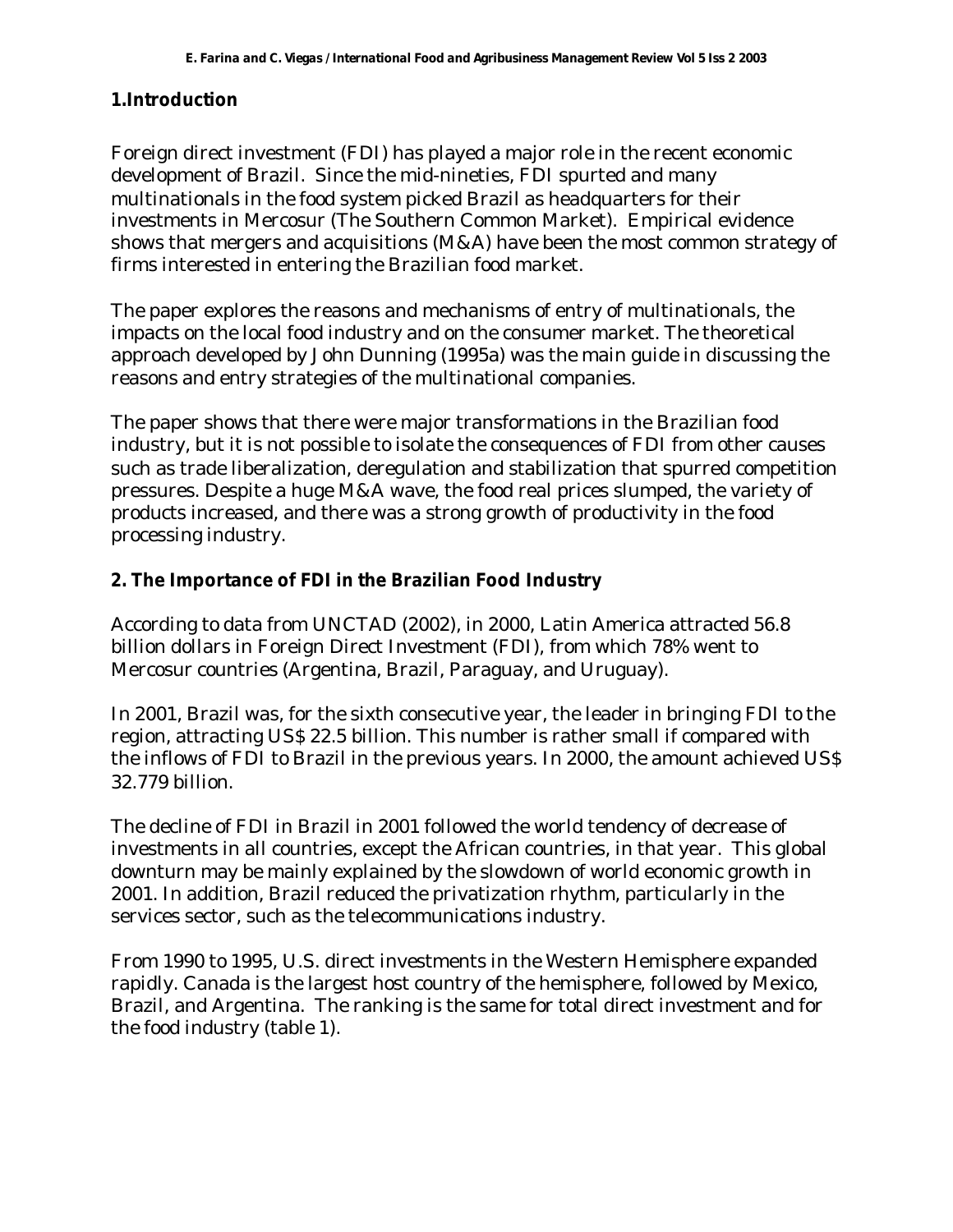## 1.Introduction

Foreign direct investment (FDI) has played a major role in the recent economic development of Brazil. Since the mid-nineties, FDI spurted and many multinationals in the food system picked Brazil as headquarters for their investments in Mercosur (The Southern Common Market). Empirical evidence shows that mergers and acquisitions (M&A) have been the most common strategy of firms interested in entering the Brazilian food market.

The paper explores the reasons and mechanisms of entry of multinationals, the impacts on the local food industry and on the consumer market. The theoretical approach developed by John Dunning (1995a) was the main guide in discussing the reasons and entry strategies of the multinational companies.

The paper shows that there were major transformations in the Brazilian food industry, but it is not possible to isolate the consequences of FDI from other causes such as trade liberalization, deregulation and stabilization that spurred competition pressures. Despite a huge M&A wave, the food real prices slumped, the variety of products increased, and there was a strong growth of productivity in the food processing industry.

## 2. The Importance of FDI in the Brazilian Food Industry

According to data from UNCTAD (2002), in 2000, Latin America attracted 56.8 billion dollars in Foreign Direct Investment (FDI), from which 78% went to Mercosur countries (Argentina, Brazil, Paraguay, and Uruguay).

In 2001, Brazil was, for the sixth consecutive year, the leader in bringing FDI to the region, attracting US$ 22.5 billion. This number is rather small if compared with the inflows of FDI to Brazil in the previous years. In 2000, the amount achieved US$ 32.779 billion.

The decline of FDI in Brazil in 2001 followed the world tendency of decrease of investments in all countries, except the African countries, in that year. This global downturn may be mainly explained by the slowdown of world economic growth in 2001. In addition, Brazil reduced the privatization rhythm, particularly in the services sector, such as the telecommunications industry.

From 1990 to 1995, U.S. direct investments in the Western Hemisphere expanded rapidly. Canada is the largest host country of the hemisphere, followed by Mexico, Brazil, and Argentina. The ranking is the same for total direct investment and for the food industry (table 1).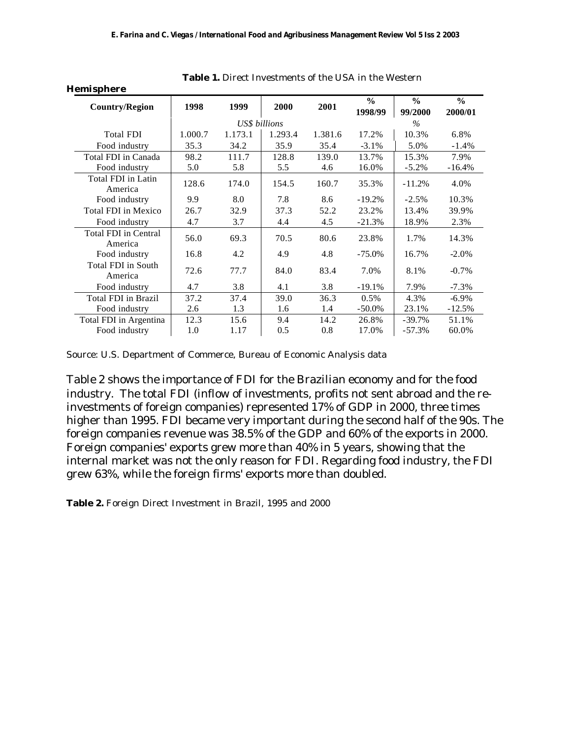**Table 1.** Direct Investments of the USA in the Western **Hemisphere**

| Country/Region | 1998 | 1999 | 2000 | 2001 | % 1998/99 | % 99/2000 | % 2000/01 |
|---|---|---|---|---|---|---|---|
| | *US$ billions* | | | | *%* | | |
| Total FDI | 1.000.7 | 1.173.1 | 1.293.4 | 1.381.6 | 17.2% | 10.3% | 6.8% |
| Food industry | 35.3 | 34.2 | 35.9 | 35.4 | -3.1% | 5.0% | -1.4% |
| Total FDI in Canada | 98.2 | 111.7 | 128.8 | 139.0 | 13.7% | 15.3% | 7.9% |
| Food industry | 5.0 | 5.8 | 5.5 | 4.6 | 16.0% | -5.2% | -16.4% |
| Total FDI in Latin America | 128.6 | 174.0 | 154.5 | 160.7 | 35.3% | -11.2% | 4.0% |
| Food industry | 9.9 | 8.0 | 7.8 | 8.6 | -19.2% | -2.5% | 10.3% |
| Total FDI in Mexico | 26.7 | 32.9 | 37.3 | 52.2 | 23.2% | 13.4% | 39.9% |
| Food industry | 4.7 | 3.7 | 4.4 | 4.5 | -21.3% | 18.9% | 2.3% |
| Total FDI in Central America | 56.0 | 69.3 | 70.5 | 80.6 | 23.8% | 1.7% | 14.3% |
| Food industry | 16.8 | 4.2 | 4.9 | 4.8 | -75.0% | 16.7% | -2.0% |
| Total FDI in South America | 72.6 | 77.7 | 84.0 | 83.4 | 7.0% | 8.1% | -0.7% |
| Food industry | 4.7 | 3.8 | 4.1 | 3.8 | -19.1% | 7.9% | -7.3% |
| Total FDI in Brazil | 37.2 | 37.4 | 39.0 | 36.3 | 0.5% | 4.3% | -6.9% |
| Food industry | 2.6 | 1.3 | 1.6 | 1.4 | -50.0% | 23.1% | -12.5% |
| Total FDI in Argentina | 12.3 | 15.6 | 9.4 | 14.2 | 26.8% | -39.7% | 51.1% |
| Food industry | 1.0 | 1.17 | 0.5 | 0.8 | 17.0% | -57.3% | 60.0% |

Source: U.S. Department of Commerce, Bureau of Economic Analysis data

Table 2 shows the importance of FDI for the Brazilian economy and for the food industry. The total FDI (inflow of investments, profits not sent abroad and the re-investments of foreign companies) represented 17% of GDP in 2000, three times higher than 1995. FDI became very important during the second half of the 90s. The foreign companies revenue was 38.5% of the GDP and 60% of the exports in 2000. Foreign companies' exports grew more than 40% in 5 years, showing that the internal market was not the only reason for FDI. Regarding food industry, the FDI grew 63%, while the foreign firms' exports more than doubled.

**Table 2.** Foreign Direct Investment in Brazil, 1995 and 2000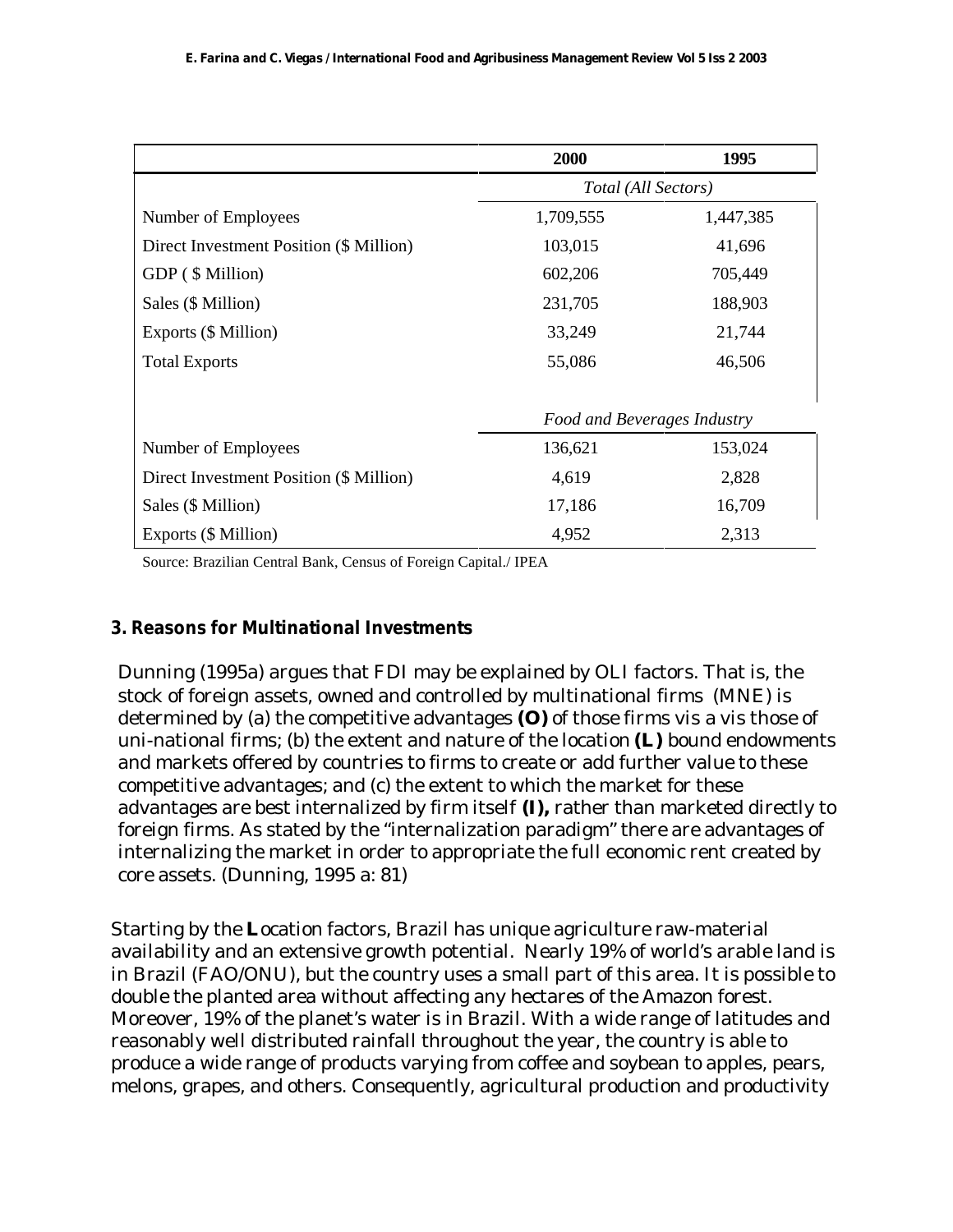| | 2000 | 1995 |
|---|---|---|
| | *Total (All Sectors)* | |
| Number of Employees | 1,709,555 | 1,447,385 |
| Direct Investment Position ($ Million) | 103,015 | 41,696 |
| GDP ( $ Million) | 602,206 | 705,449 |
| Sales ($ Million) | 231,705 | 188,903 |
| Exports ($ Million) | 33,249 | 21,744 |
| Total Exports | 55,086 | 46,506 |
| | *Food and Beverages Industry* | |
| Number of Employees | 136,621 | 153,024 |
| Direct Investment Position ($ Million) | 4,619 | 2,828 |
| Sales ($ Million) | 17,186 | 16,709 |
| Exports ($ Million) | 4,952 | 2,313 |

Source: Brazilian Central Bank, Census of Foreign Capital./ IPEA

## 3. Reasons for Multinational Investments

Dunning (1995a) argues that FDI may be explained by OLI factors. That is, the stock of foreign assets, owned and controlled by multinational firms (MNE) is determined by (a) the competitive advantages **(O)** of those firms vis a vis those of uni-national firms; (b) the extent and nature of the location **(L)** bound endowments and markets offered by countries to firms to create or add further value to these competitive advantages; and (c) the extent to which the market for these advantages are best internalized by firm itself **(I),** rather than marketed directly to foreign firms. As stated by the "internalization paradigm" there are advantages of internalizing the market in order to appropriate the full economic rent created by core assets. (Dunning, 1995 a: 81)

Starting by the **L**ocation factors, Brazil has unique agriculture raw-material availability and an extensive growth potential. Nearly 19% of world's arable land is in Brazil (FAO/ONU), but the country uses a small part of this area. It is possible to double the planted area without affecting any hectares of the Amazon forest. Moreover, 19% of the planet's water is in Brazil. With a wide range of latitudes and reasonably well distributed rainfall throughout the year, the country is able to produce a wide range of products varying from coffee and soybean to apples, pears, melons, grapes, and others. Consequently, agricultural production and productivity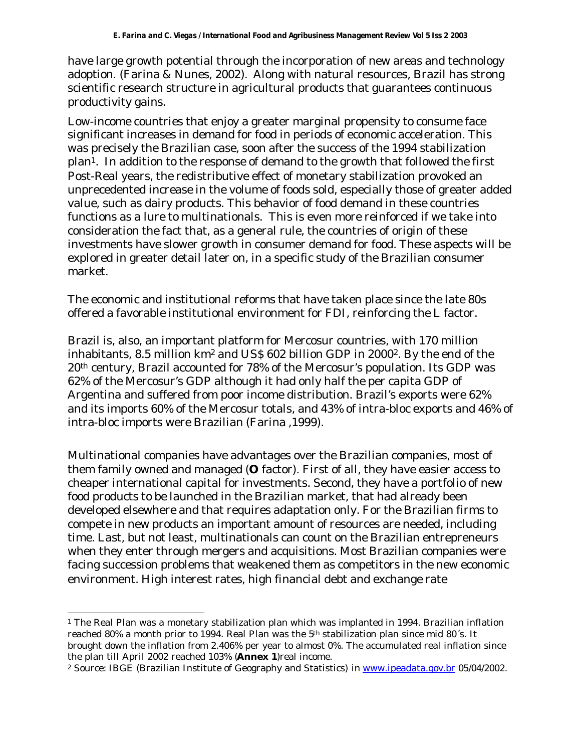have large growth potential through the incorporation of new areas and technology adoption. (Farina & Nunes, 2002). Along with natural resources, Brazil has strong scientific research structure in agricultural products that guarantees continuous productivity gains.

Low-income countries that enjoy a greater marginal propensity to consume face significant increases in demand for food in periods of economic acceleration. This was precisely the Brazilian case, soon after the success of the 1994 stabilization plan[1]. In addition to the response of demand to the growth that followed the first Post-Real years, the redistributive effect of monetary stabilization provoked an unprecedented increase in the volume of foods sold, especially those of greater added value, such as dairy products. This behavior of food demand in these countries functions as a lure to multinationals. This is even more reinforced if we take into consideration the fact that, as a general rule, the countries of origin of these investments have slower growth in consumer demand for food. These aspects will be explored in greater detail later on, in a specific study of the Brazilian consumer market.

The economic and institutional reforms that have taken place since the late 80s offered a favorable institutional environment for FDI, reinforcing the L factor.

Brazil is, also, an important platform for Mercosur countries, with 170 million inhabitants, 8.5 million km$^2$ and US$ 602 billion GDP in 2000[2]. By the end of the 20th century, Brazil accounted for 78% of the Mercosur's population. Its GDP was 62% of the Mercosur's GDP although it had only half the per capita GDP of Argentina and suffered from poor income distribution. Brazil's exports were 62% and its imports 60% of the Mercosur totals, and 43% of intra-bloc exports and 46% of intra-bloc imports were Brazilian (Farina ,1999).

Multinational companies have advantages over the Brazilian companies, most of them family owned and managed (**O** factor). First of all, they have easier access to cheaper international capital for investments. Second, they have a portfolio of new food products to be launched in the Brazilian market, that had already been developed elsewhere and that requires adaptation only. For the Brazilian firms to compete in new products an important amount of resources are needed, including time. Last, but not least, multinationals can count on the Brazilian entrepreneurs when they enter through mergers and acquisitions. Most Brazilian companies were facing succession problems that weakened them as competitors in the new economic environment. High interest rates, high financial debt and exchange rate

---

[1] The Real Plan was a monetary stabilization plan which was implanted in 1994. Brazilian inflation reached 80% a month prior to 1994. Real Plan was the 5th stabilization plan since mid 80´s. It brought down the inflation from 2.406% per year to almost 0%. The accumulated real inflation since the plan till April 2002 reached 103% (**Annex 1**)real income.

[2] Source: IBGE (Brazilian Institute of Geography and Statistics) in www.ipeadata.gov.br 05/04/2002.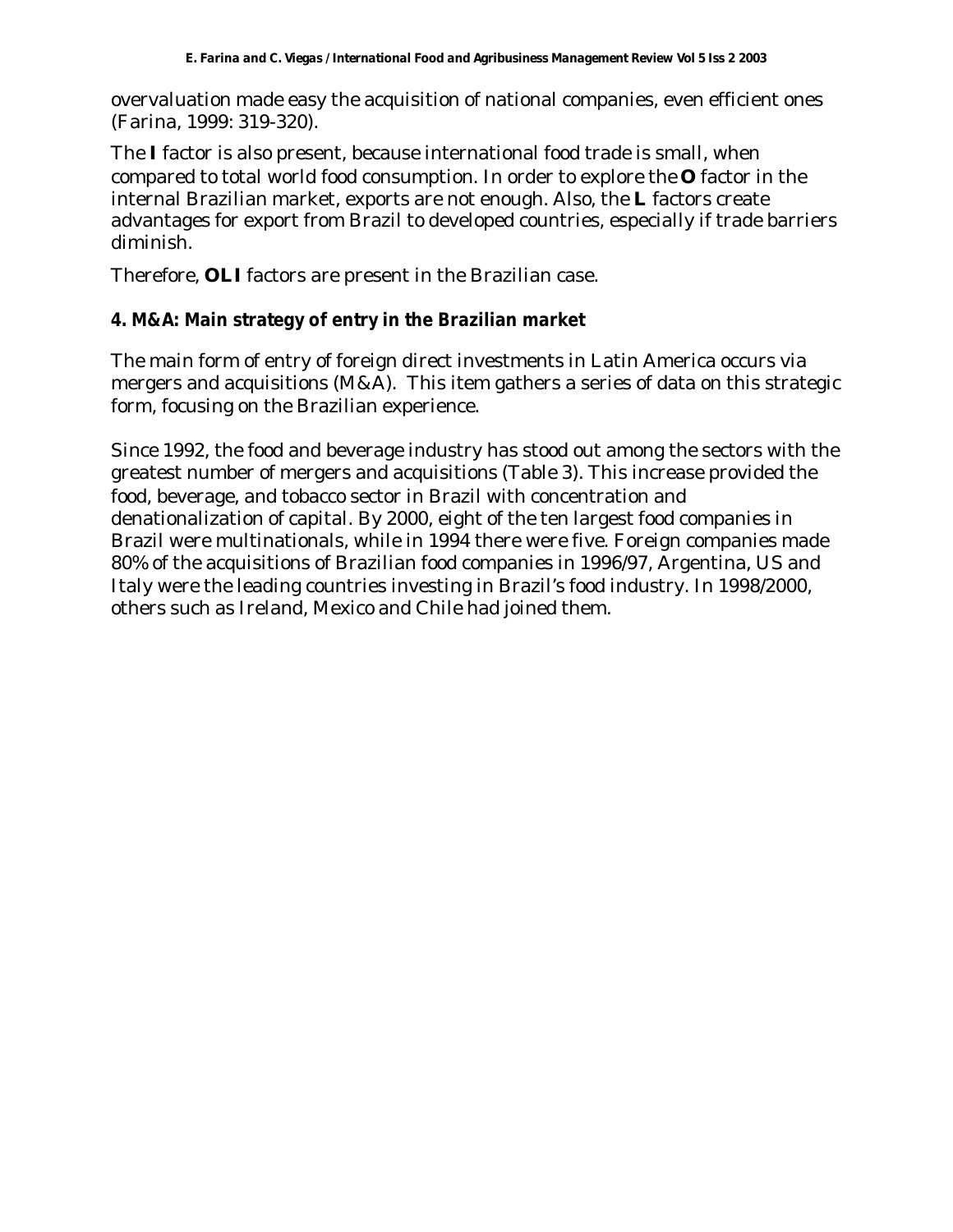overvaluation made easy the acquisition of national companies, even efficient ones (Farina, 1999: 319-320).

The **I** factor is also present, because international food trade is small, when compared to total world food consumption. In order to explore the **O** factor in the internal Brazilian market, exports are not enough. Also, the **L** factors create advantages for export from Brazil to developed countries, especially if trade barriers diminish.

Therefore, **OLI** factors are present in the Brazilian case.

## 4. M&A: Main strategy of entry in the Brazilian market

The main form of entry of foreign direct investments in Latin America occurs via mergers and acquisitions (M&A). This item gathers a series of data on this strategic form, focusing on the Brazilian experience.

Since 1992, the food and beverage industry has stood out among the sectors with the greatest number of mergers and acquisitions (Table 3). This increase provided the food, beverage, and tobacco sector in Brazil with concentration and denationalization of capital. By 2000, eight of the ten largest food companies in Brazil were multinationals, while in 1994 there were five. Foreign companies made 80% of the acquisitions of Brazilian food companies in 1996/97, Argentina, US and Italy were the leading countries investing in Brazil's food industry. In 1998/2000, others such as Ireland, Mexico and Chile had joined them.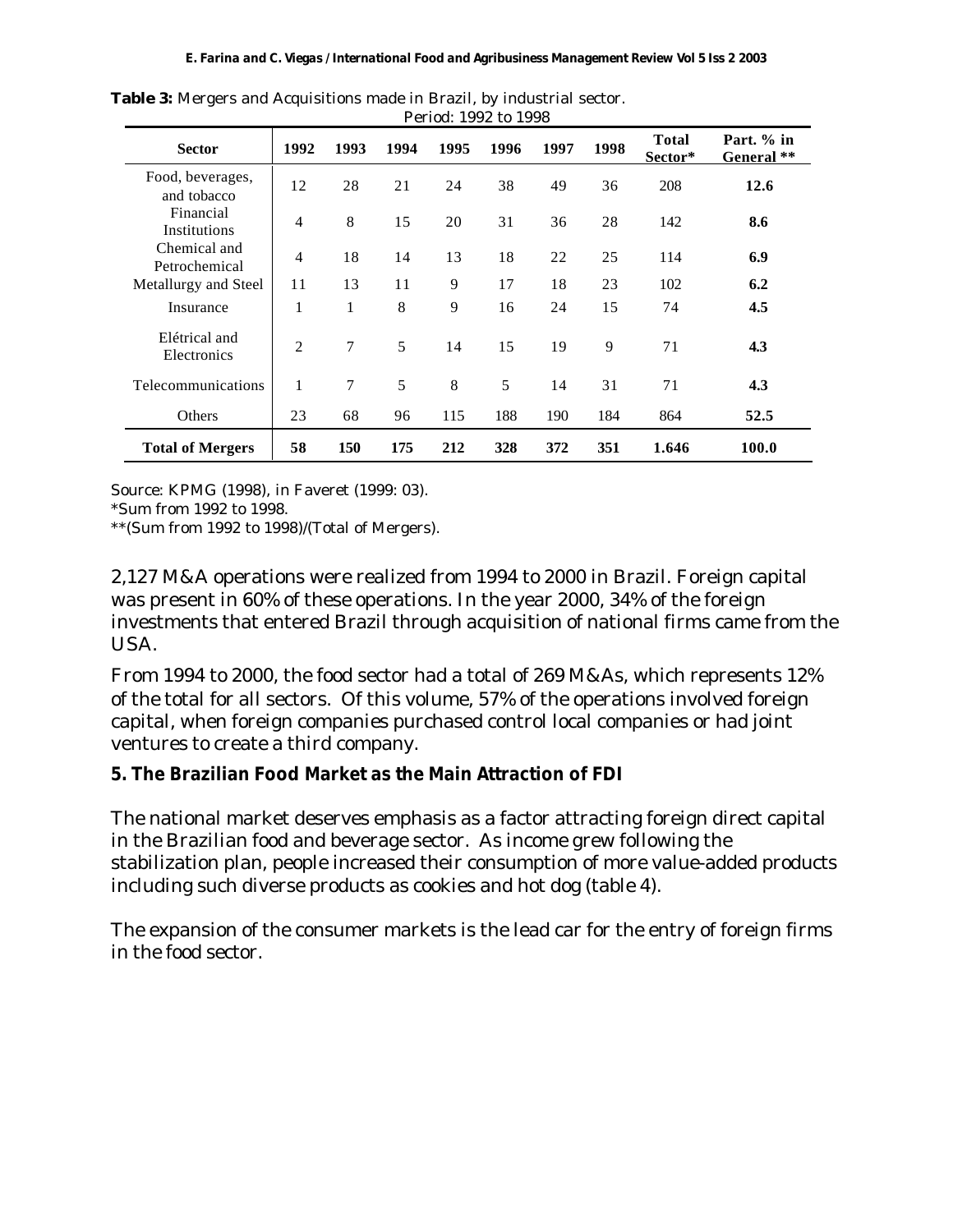**Table 3:** Mergers and Acquisitions made in Brazil, by industrial sector.
Period: 1992 to 1998

| Sector | 1992 | 1993 | 1994 | 1995 | 1996 | 1997 | 1998 | Total Sector* | Part. % in General ** |
|---|---|---|---|---|---|---|---|---|---|
| Food, beverages, and tobacco | 12 | 28 | 21 | 24 | 38 | 49 | 36 | 208 | **12.6** |
| Financial Institutions | 4 | 8 | 15 | 20 | 31 | 36 | 28 | 142 | **8.6** |
| Chemical and Petrochemical | 4 | 18 | 14 | 13 | 18 | 22 | 25 | 114 | **6.9** |
| Metallurgy and Steel | 11 | 13 | 11 | 9 | 17 | 18 | 23 | 102 | **6.2** |
| Insurance | 1 | 1 | 8 | 9 | 16 | 24 | 15 | 74 | **4.5** |
| Elétrical and Electronics | 2 | 7 | 5 | 14 | 15 | 19 | 9 | 71 | **4.3** |
| Telecommunications | 1 | 7 | 5 | 8 | 5 | 14 | 31 | 71 | **4.3** |
| Others | 23 | 68 | 96 | 115 | 188 | 190 | 184 | 864 | **52.5** |
| **Total of Mergers** | **58** | **150** | **175** | **212** | **328** | **372** | **351** | **1.646** | **100.0** |

Source: KPMG (1998), in Faveret (1999: 03).
*Sum from 1992 to 1998.
**(Sum from 1992 to 1998)/(Total of Mergers).

2,127 M&A operations were realized from 1994 to 2000 in Brazil. Foreign capital was present in 60% of these operations. In the year 2000, 34% of the foreign investments that entered Brazil through acquisition of national firms came from the USA.

From 1994 to 2000, the food sector had a total of 269 M&As, which represents 12% of the total for all sectors. Of this volume, 57% of the operations involved foreign capital, when foreign companies purchased control local companies or had joint ventures to create a third company.

## 5. The Brazilian Food Market as the Main Attraction of FDI

The national market deserves emphasis as a factor attracting foreign direct capital in the Brazilian food and beverage sector. As income grew following the stabilization plan, people increased their consumption of more value-added products including such diverse products as cookies and hot dog (table 4).

The expansion of the consumer markets is the lead car for the entry of foreign firms in the food sector.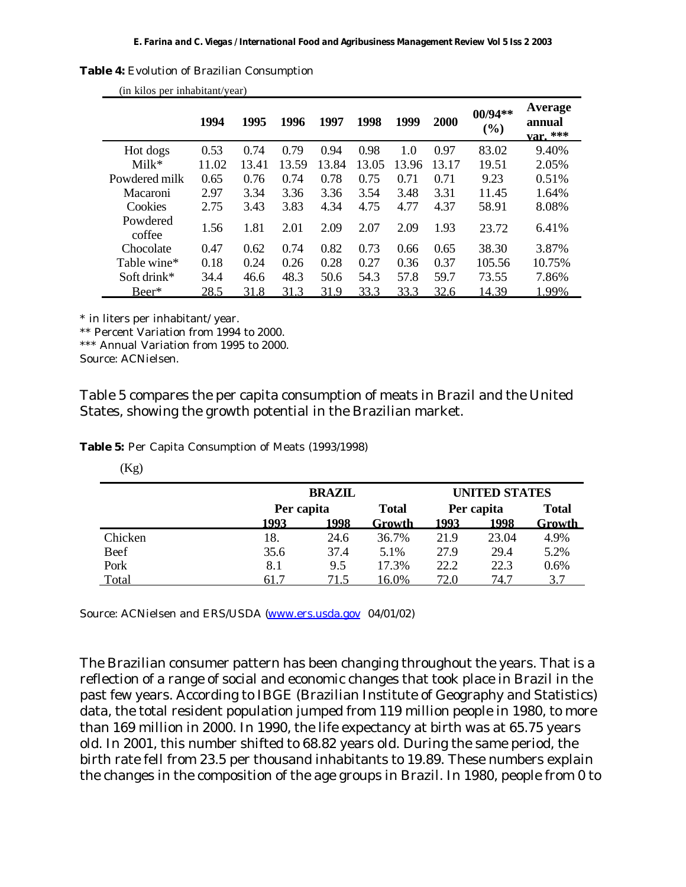**Table 4:** Evolution of Brazilian Consumption

(in kilos per inhabitant/year)

| | 1994 | 1995 | 1996 | 1997 | 1998 | 1999 | 2000 | 00/94** (%) | Average annual var. *** |
|---|---|---|---|---|---|---|---|---|---|
| Hot dogs | 0.53 | 0.74 | 0.79 | 0.94 | 0.98 | 1.0 | 0.97 | 83.02 | 9.40% |
| Milk* | 11.02 | 13.41 | 13.59 | 13.84 | 13.05 | 13.96 | 13.17 | 19.51 | 2.05% |
| Powdered milk | 0.65 | 0.76 | 0.74 | 0.78 | 0.75 | 0.71 | 0.71 | 9.23 | 0.51% |
| Macaroni | 2.97 | 3.34 | 3.36 | 3.36 | 3.54 | 3.48 | 3.31 | 11.45 | 1.64% |
| Cookies | 2.75 | 3.43 | 3.83 | 4.34 | 4.75 | 4.77 | 4.37 | 58.91 | 8.08% |
| Powdered coffee | 1.56 | 1.81 | 2.01 | 2.09 | 2.07 | 2.09 | 1.93 | 23.72 | 6.41% |
| Chocolate | 0.47 | 0.62 | 0.74 | 0.82 | 0.73 | 0.66 | 0.65 | 38.30 | 3.87% |
| Table wine* | 0.18 | 0.24 | 0.26 | 0.28 | 0.27 | 0.36 | 0.37 | 105.56 | 10.75% |
| Soft drink* | 34.4 | 46.6 | 48.3 | 50.6 | 54.3 | 57.8 | 59.7 | 73.55 | 7.86% |
| Beer* | 28.5 | 31.8 | 31.3 | 31.9 | 33.3 | 33.3 | 32.6 | 14.39 | 1.99% |

* in liters per inhabitant/year.
** Percent Variation from 1994 to 2000.
*** Annual Variation from 1995 to 2000.
Source: ACNielsen.

Table 5 compares the per capita consumption of meats in Brazil and the United States, showing the growth potential in the Brazilian market.

**Table 5:** Per Capita Consumption of Meats (1993/1998)

(Kg)

| | BRAZIL | | | UNITED STATES | | |
|---|---|---|---|---|---|---|
| | Per capita | | Total | Per capita | | Total |
| | 1993 | 1998 | Growth | 1993 | 1998 | Growth |
| Chicken | 18. | 24.6 | 36.7% | 21.9 | 23.04 | 4.9% |
| Beef | 35.6 | 37.4 | 5.1% | 27.9 | 29.4 | 5.2% |
| Pork | 8.1 | 9.5 | 17.3% | 22.2 | 22.3 | 0.6% |
| Total | 61.7 | 71.5 | 16.0% | 72.0 | 74.7 | 3.7 |

Source: ACNielsen and ERS/USDA (www.ers.usda.gov 04/01/02)

The Brazilian consumer pattern has been changing throughout the years. That is a reflection of a range of social and economic changes that took place in Brazil in the past few years. According to IBGE (Brazilian Institute of Geography and Statistics) data, the total resident population jumped from 119 million people in 1980, to more than 169 million in 2000. In 1990, the life expectancy at birth was at 65.75 years old. In 2001, this number shifted to 68.82 years old. During the same period, the birth rate fell from 23.5 per thousand inhabitants to 19.89. These numbers explain the changes in the composition of the age groups in Brazil. In 1980, people from 0 to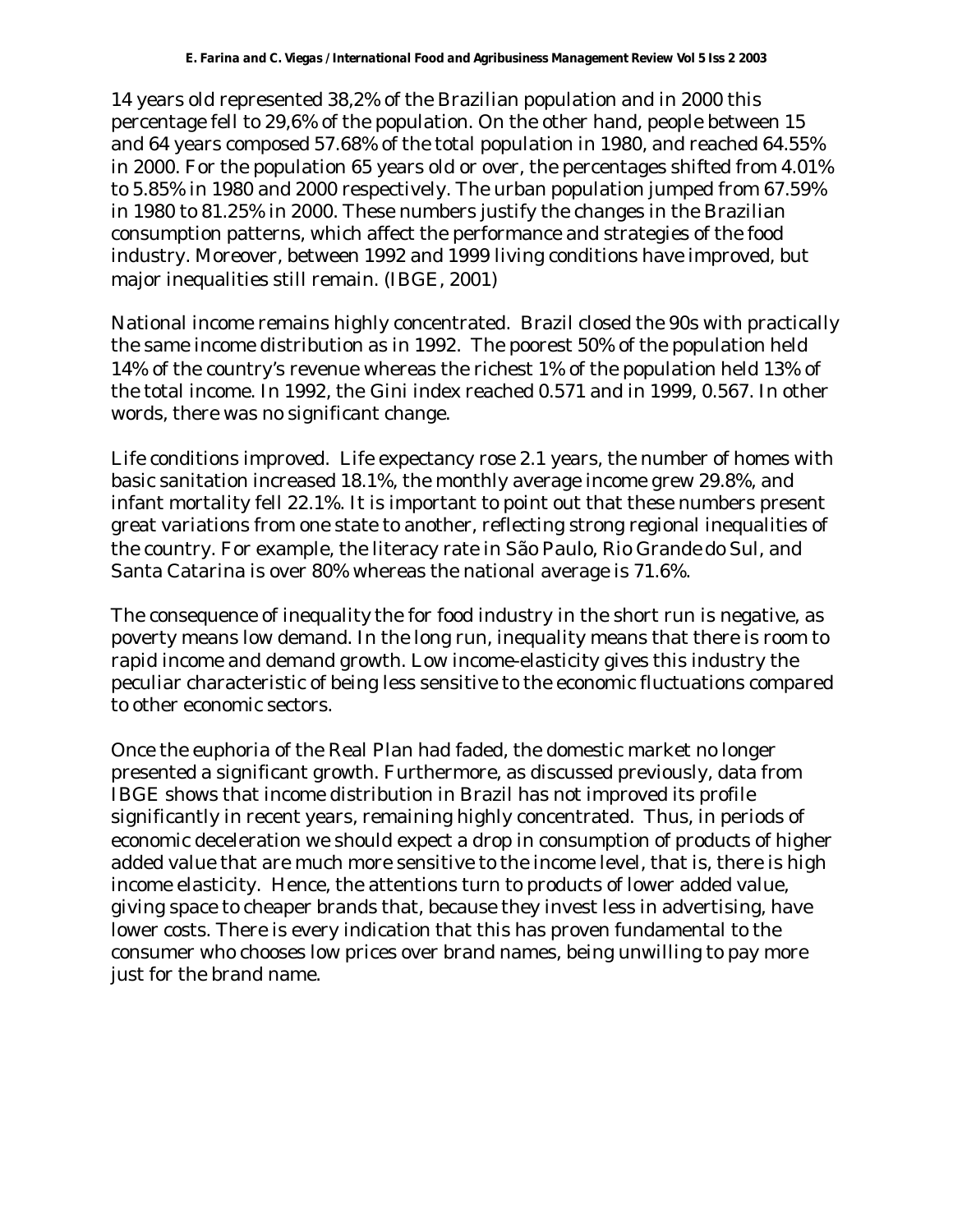14 years old represented 38,2% of the Brazilian population and in 2000 this percentage fell to 29,6% of the population. On the other hand, people between 15 and 64 years composed 57.68% of the total population in 1980, and reached 64.55% in 2000. For the population 65 years old or over, the percentages shifted from 4.01% to 5.85% in 1980 and 2000 respectively. The urban population jumped from 67.59% in 1980 to 81.25% in 2000. These numbers justify the changes in the Brazilian consumption patterns, which affect the performance and strategies of the food industry. Moreover, between 1992 and 1999 living conditions have improved, but major inequalities still remain. (IBGE, 2001)

National income remains highly concentrated. Brazil closed the 90s with practically the same income distribution as in 1992. The poorest 50% of the population held 14% of the country's revenue whereas the richest 1% of the population held 13% of the total income. In 1992, the Gini index reached 0.571 and in 1999, 0.567. In other words, there was no significant change.

Life conditions improved. Life expectancy rose 2.1 years, the number of homes with basic sanitation increased 18.1%, the monthly average income grew 29.8%, and infant mortality fell 22.1%. It is important to point out that these numbers present great variations from one state to another, reflecting strong regional inequalities of the country. For example, the literacy rate in São Paulo, Rio Grande do Sul, and Santa Catarina is over 80% whereas the national average is 71.6%.

The consequence of inequality the for food industry in the short run is negative, as poverty means low demand. In the long run, inequality means that there is room to rapid income and demand growth. Low income-elasticity gives this industry the peculiar characteristic of being less sensitive to the economic fluctuations compared to other economic sectors.

Once the euphoria of the Real Plan had faded, the domestic market no longer presented a significant growth. Furthermore, as discussed previously, data from IBGE shows that income distribution in Brazil has not improved its profile significantly in recent years, remaining highly concentrated. Thus, in periods of economic deceleration we should expect a drop in consumption of products of higher added value that are much more sensitive to the income level, that is, there is high income elasticity. Hence, the attentions turn to products of lower added value, giving space to cheaper brands that, because they invest less in advertising, have lower costs. There is every indication that this has proven fundamental to the consumer who chooses low prices over brand names, being unwilling to pay more just for the brand name.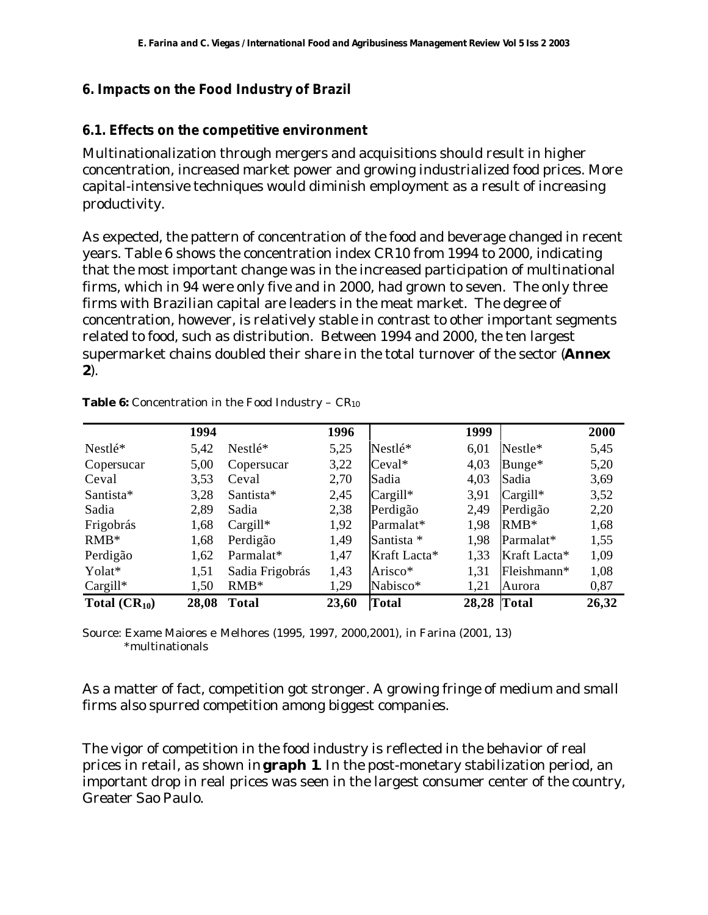## 6. Impacts on the Food Industry of Brazil

### 6.1. Effects on the competitive environment

Multinationalization through mergers and acquisitions should result in higher concentration, increased market power and growing industrialized food prices. More capital-intensive techniques would diminish employment as a result of increasing productivity.

As expected, the pattern of concentration of the food and beverage changed in recent years. Table 6 shows the concentration index CR10 from 1994 to 2000, indicating that the most important change was in the increased participation of multinational firms, which in 94 were only five and in 2000, had grown to seven. The only three firms with Brazilian capital are leaders in the meat market. The degree of concentration, however, is relatively stable in contrast to other important segments related to food, such as distribution. Between 1994 and 2000, the ten largest supermarket chains doubled their share in the total turnover of the sector (**Annex 2**).

**Table 6:** Concentration in the Food Industry – $CR_{10}$

| | 1994 | | 1996 | | 1999 | | 2000 |
|---|---|---|---|---|---|---|---|
| Nestlé* | 5,42 | Nestlé* | 5,25 | Nestlé* | 6,01 | Nestle* | 5,45 |
| Copersucar | 5,00 | Copersucar | 3,22 | Ceval* | 4,03 | Bunge* | 5,20 |
| Ceval | 3,53 | Ceval | 2,70 | Sadia | 4,03 | Sadia | 3,69 |
| Santista* | 3,28 | Santista* | 2,45 | Cargill* | 3,91 | Cargill* | 3,52 |
| Sadia | 2,89 | Sadia | 2,38 | Perdigão | 2,49 | Perdigão | 2,20 |
| Frigobrás | 1,68 | Cargill* | 1,92 | Parmalat* | 1,98 | RMB* | 1,68 |
| RMB* | 1,68 | Perdigão | 1,49 | Santista * | 1,98 | Parmalat* | 1,55 |
| Perdigão | 1,62 | Parmalat* | 1,47 | Kraft Lacta* | 1,33 | Kraft Lacta* | 1,09 |
| Yolat* | 1,51 | Sadia Frigobrás | 1,43 | Arisco* | 1,31 | Fleishmann* | 1,08 |
| Cargill* | 1,50 | RMB* | 1,29 | Nabisco* | 1,21 | Aurora | 0,87 |
| **Total ($CR_{10}$)** | **28,08** | **Total** | **23,60** | **Total** | **28,28** | **Total** | **26,32** |

Source: Exame Maiores e Melhores (1995, 1997, 2000,2001), in Farina (2001, 13)
*multinationals

As a matter of fact, competition got stronger. A growing fringe of medium and small firms also spurred competition among biggest companies.

The vigor of competition in the food industry is reflected in the behavior of real prices in retail, as shown in **graph 1**. In the post-monetary stabilization period, an important drop in real prices was seen in the largest consumer center of the country, Greater Sao Paulo.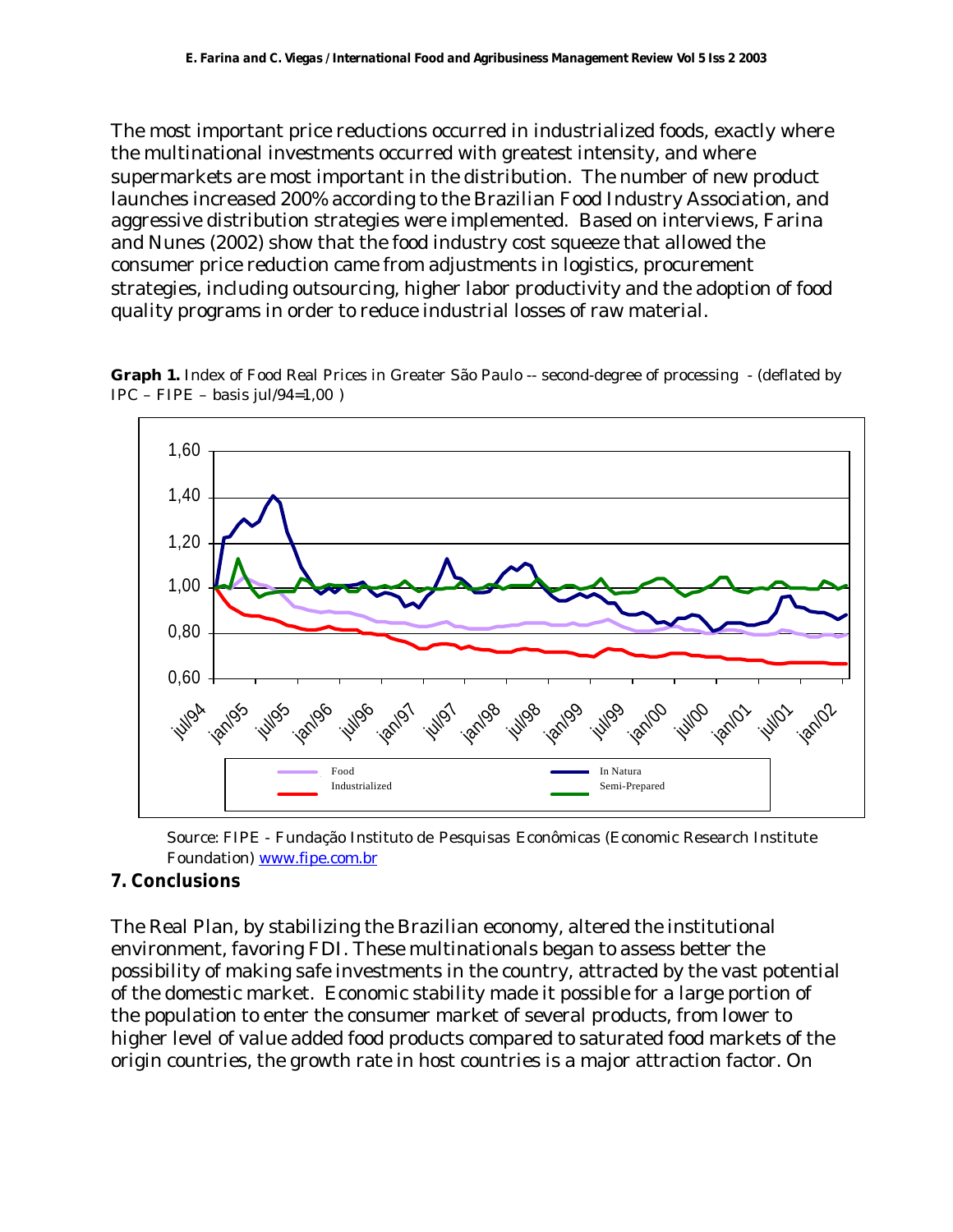The most important price reductions occurred in industrialized foods, exactly where the multinational investments occurred with greatest intensity, and where supermarkets are most important in the distribution. The number of new product launches increased 200% according to the Brazilian Food Industry Association, and aggressive distribution strategies were implemented. Based on interviews, Farina and Nunes (2002) show that the food industry cost squeeze that allowed the consumer price reduction came from adjustments in logistics, procurement strategies, including outsourcing, higher labor productivity and the adoption of food quality programs in order to reduce industrial losses of raw material.

**Graph 1.** Index of Food Real Prices in Greater São Paulo -- second-degree of processing - (deflated by IPC – FIPE – basis jul/94=1,00 )

Source: FIPE - Fundação Instituto de Pesquisas Econômicas (Economic Research Institute Foundation) www.fipe.com.br

## 7. Conclusions

The Real Plan, by stabilizing the Brazilian economy, altered the institutional environment, favoring FDI. These multinationals began to assess better the possibility of making safe investments in the country, attracted by the vast potential of the domestic market. Economic stability made it possible for a large portion of the population to enter the consumer market of several products, from lower to higher level of value added food products compared to saturated food markets of the origin countries, the growth rate in host countries is a major attraction factor. On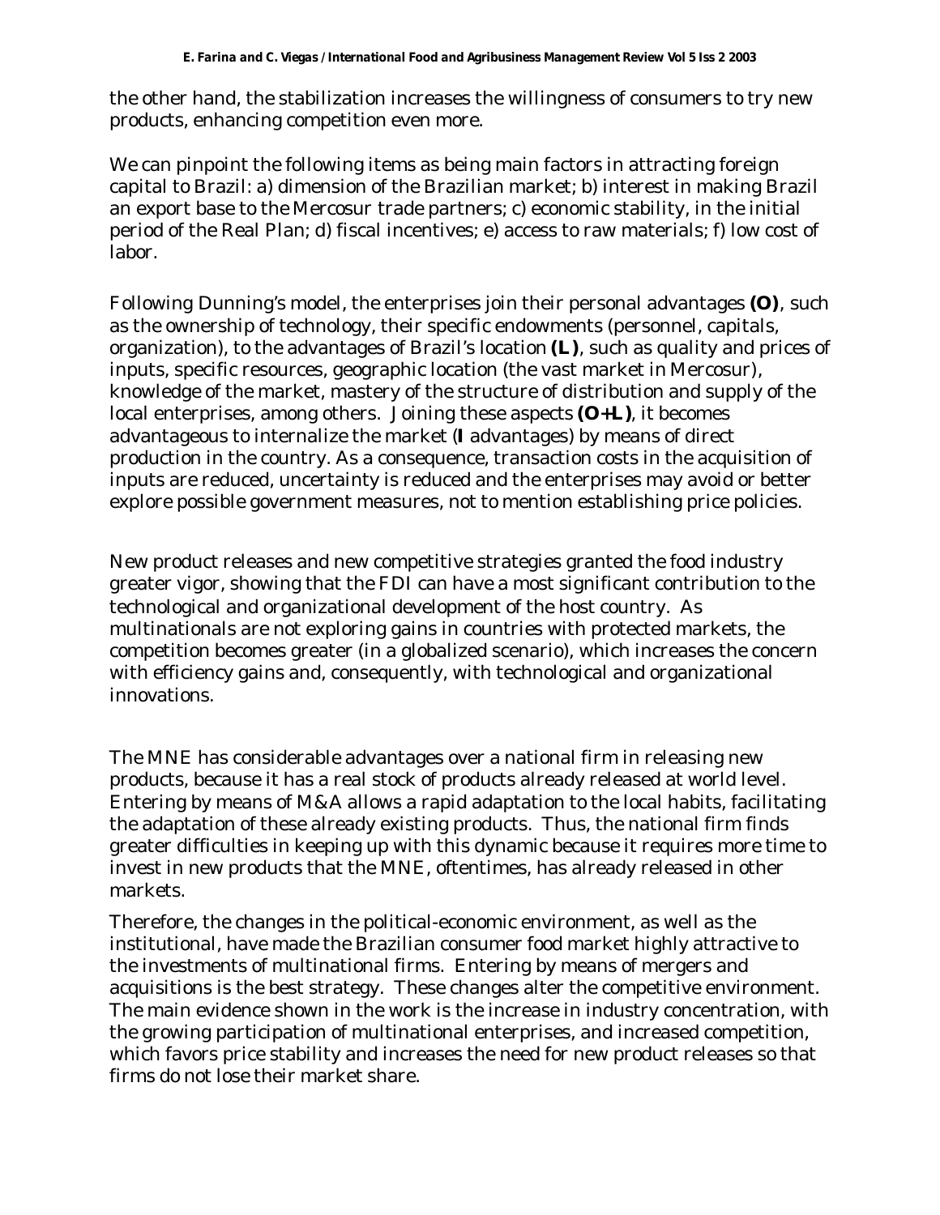the other hand, the stabilization increases the willingness of consumers to try new products, enhancing competition even more.

We can pinpoint the following items as being main factors in attracting foreign capital to Brazil: a) dimension of the Brazilian market; b) interest in making Brazil an export base to the Mercosur trade partners; c) economic stability, in the initial period of the Real Plan; d) fiscal incentives; e) access to raw materials; f) low cost of labor.

Following Dunning's model, the enterprises join their personal advantages **(O)**, such as the ownership of technology, their specific endowments (personnel, capitals, organization), to the advantages of Brazil's location **(L)**, such as quality and prices of inputs, specific resources, geographic location (the vast market in Mercosur), knowledge of the market, mastery of the structure of distribution and supply of the local enterprises, among others. Joining these aspects **(O+L)**, it becomes advantageous to internalize the market (**I** advantages) by means of direct production in the country. As a consequence, transaction costs in the acquisition of inputs are reduced, uncertainty is reduced and the enterprises may avoid or better explore possible government measures, not to mention establishing price policies.

New product releases and new competitive strategies granted the food industry greater vigor, showing that the FDI can have a most significant contribution to the technological and organizational development of the host country. As multinationals are not exploring gains in countries with protected markets, the competition becomes greater (in a globalized scenario), which increases the concern with efficiency gains and, consequently, with technological and organizational innovations.

The MNE has considerable advantages over a national firm in releasing new products, because it has a real stock of products already released at world level. Entering by means of M&A allows a rapid adaptation to the local habits, facilitating the adaptation of these already existing products. Thus, the national firm finds greater difficulties in keeping up with this dynamic because it requires more time to invest in new products that the MNE, oftentimes, has already released in other markets.

Therefore, the changes in the political-economic environment, as well as the institutional, have made the Brazilian consumer food market highly attractive to the investments of multinational firms. Entering by means of mergers and acquisitions is the best strategy. These changes alter the competitive environment. The main evidence shown in the work is the increase in industry concentration, with the growing participation of multinational enterprises, and increased competition, which favors price stability and increases the need for new product releases so that firms do not lose their market share.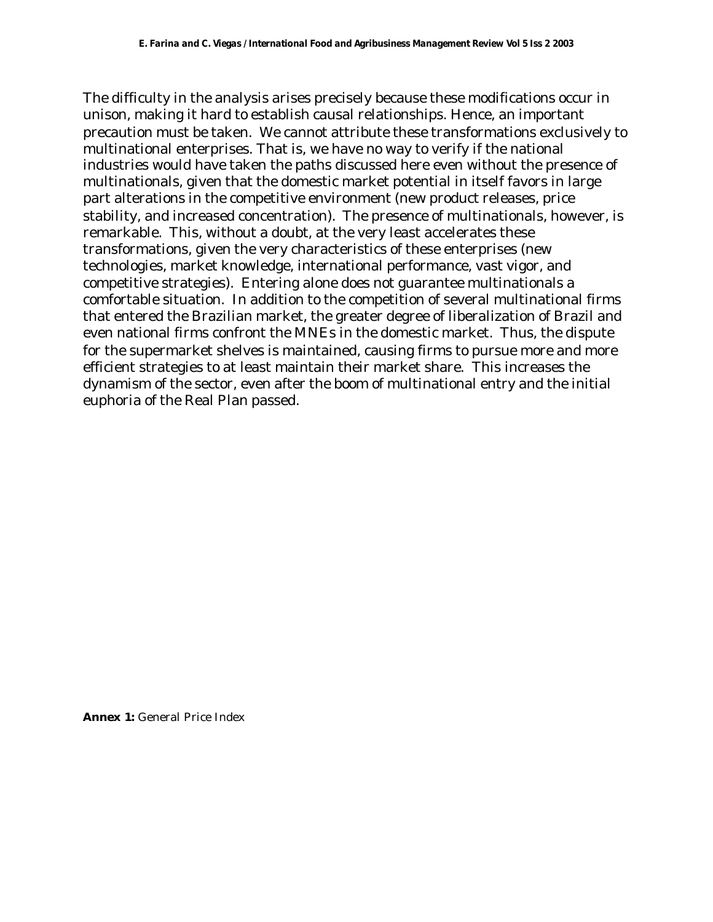The difficulty in the analysis arises precisely because these modifications occur in unison, making it hard to establish causal relationships. Hence, an important precaution must be taken. We cannot attribute these transformations exclusively to multinational enterprises. That is, we have no way to verify if the national industries would have taken the paths discussed here even without the presence of multinationals, given that the domestic market potential in itself favors in large part alterations in the competitive environment (new product releases, price stability, and increased concentration). The presence of multinationals, however, is remarkable. This, without a doubt, at the very least accelerates these transformations, given the very characteristics of these enterprises (new technologies, market knowledge, international performance, vast vigor, and competitive strategies). Entering alone does not guarantee multinationals a comfortable situation. In addition to the competition of several multinational firms that entered the Brazilian market, the greater degree of liberalization of Brazil and even national firms confront the MNEs in the domestic market. Thus, the dispute for the supermarket shelves is maintained, causing firms to pursue more and more efficient strategies to at least maintain their market share. This increases the dynamism of the sector, even after the boom of multinational entry and the initial euphoria of the Real Plan passed.

**Annex 1:** General Price Index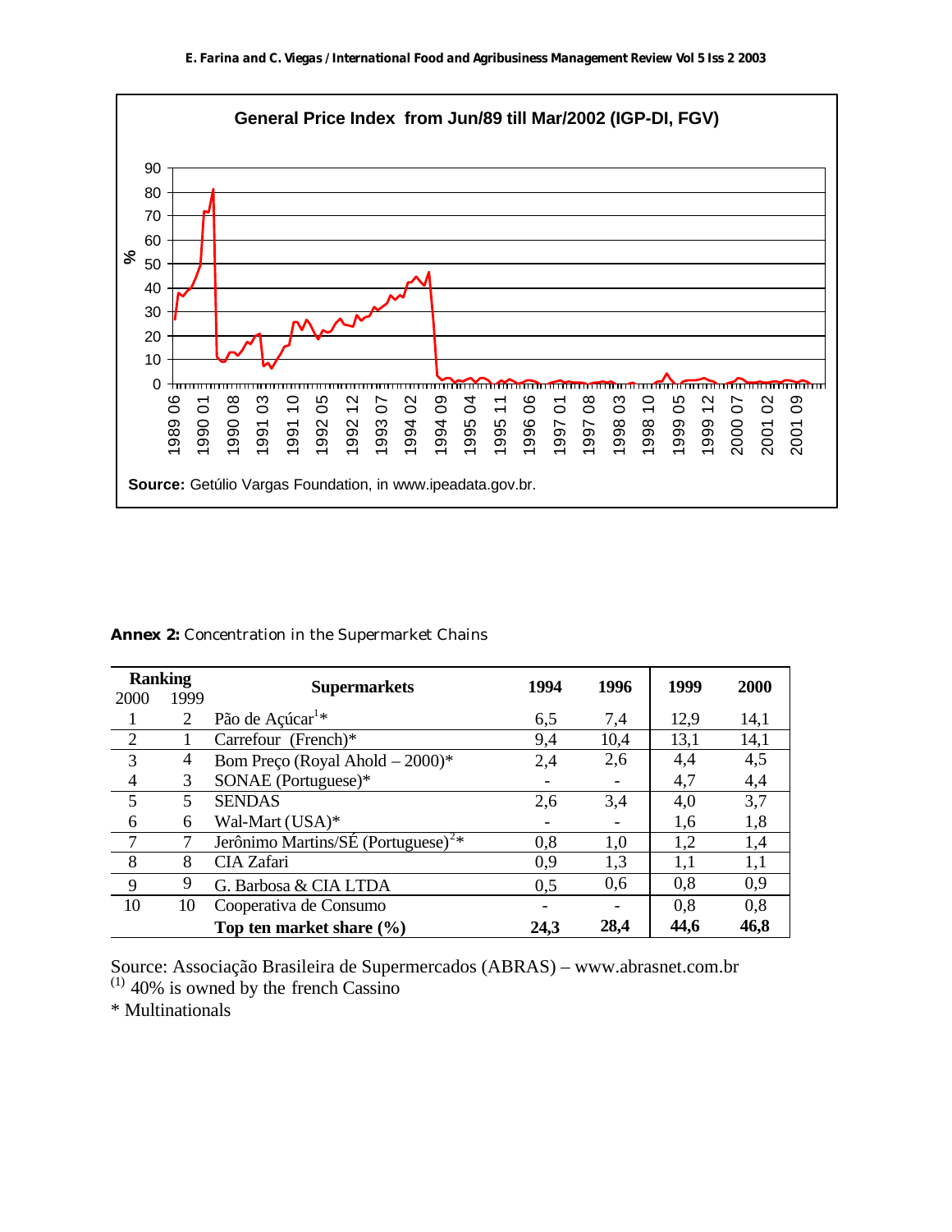**General Price Index from Jun/89 till Mar/2002 (IGP-DI, FGV)**

**Source:** Getúlio Vargas Foundation, in www.ipeadata.gov.br.

**Annex 2:** Concentration in the Supermarket Chains

| Ranking 2000 | Ranking 1999 | Supermarkets | 1994 | 1996 | 1999 | 2000 |
|---|---|---|---|---|---|---|
| 1 | 2 | Pão de Açúcar[1]* | 6,5 | 7,4 | 12,9 | 14,1 |
| 2 | 1 | Carrefour (French)* | 9,4 | 10,4 | 13,1 | 14,1 |
| 3 | 4 | Bom Preço (Royal Ahold – 2000)* | 2,4 | 2,6 | 4,4 | 4,5 |
| 4 | 3 | SONAE (Portuguese)* | - | - | 4,7 | 4,4 |
| 5 | 5 | SENDAS | 2,6 | 3,4 | 4,0 | 3,7 |
| 6 | 6 | Wal-Mart (USA)* | - | - | 1,6 | 1,8 |
| 7 | 7 | Jerônimo Martins/SÉ (Portuguese)[2]* | 0,8 | 1,0 | 1,2 | 1,4 |
| 8 | 8 | CIA Zafari | 0,9 | 1,3 | 1,1 | 1,1 |
| 9 | 9 | G. Barbosa & CIA LTDA | 0,5 | 0,6 | 0,8 | 0,9 |
| 10 | 10 | Cooperativa de Consumo | - | - | 0,8 | 0,8 |
| | | **Top ten market share (%)** | **24,3** | **28,4** | **44,6** | **46,8** |

Source: Associação Brasileira de Supermercados (ABRAS) – www.abrasnet.com.br

(1) 40% is owned by the french Cassino

\* Multinationals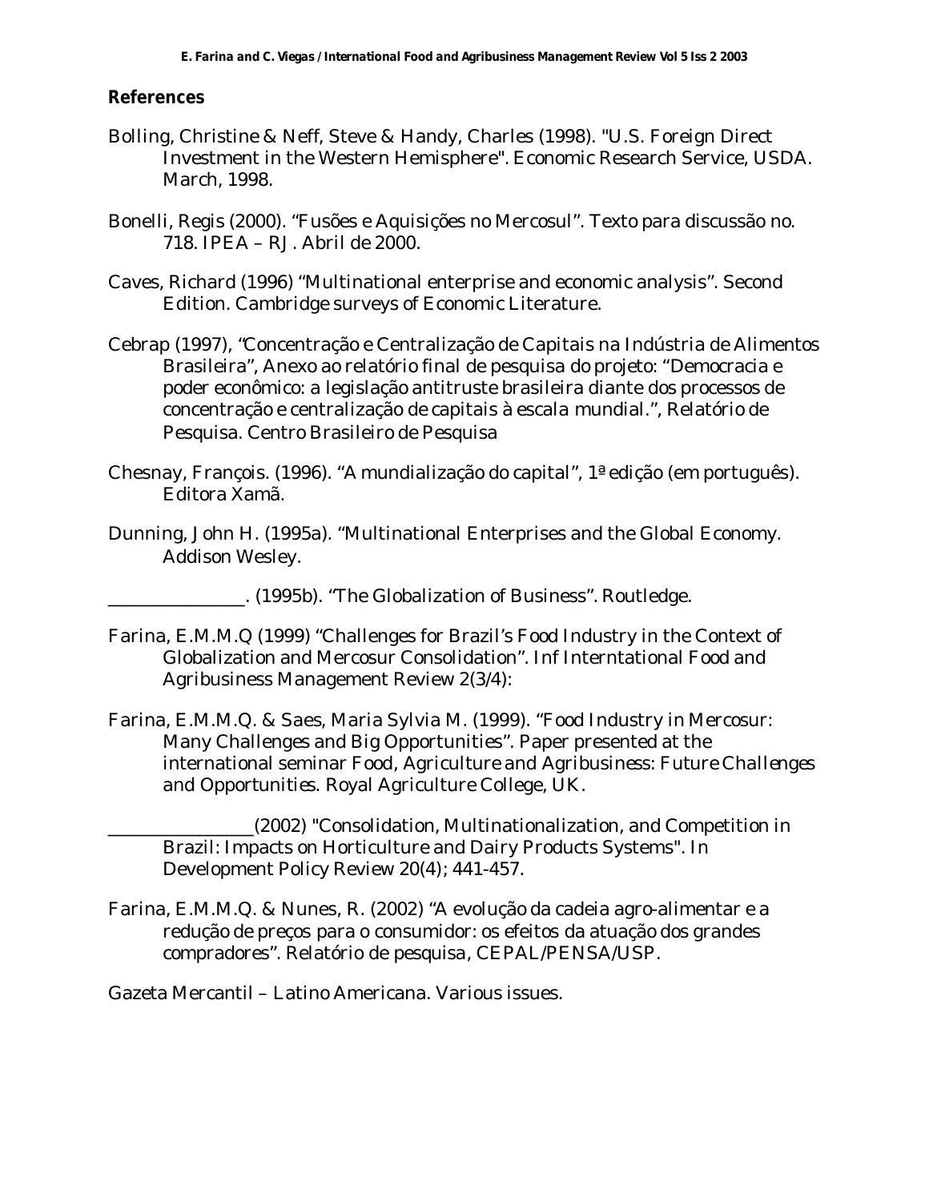## References

Bolling, Christine & Neff, Steve & Handy, Charles (1998). "U.S. Foreign Direct Investment in the Western Hemisphere". Economic Research Service, USDA. March, 1998.

Bonelli, Regis (2000). "Fusões e Aquisições no Mercosul". Texto para discussão no. 718. IPEA – RJ. Abril de 2000.

Caves, Richard (1996) "Multinational enterprise and economic analysis". Second Edition. Cambridge surveys of Economic Literature.

Cebrap (1997), "Concentração e Centralização de Capitais na Indústria de Alimentos Brasileira", Anexo ao relatório final de pesquisa do projeto: "Democracia e poder econômico: a legislação antitruste brasileira diante dos processos de concentração e centralização de capitais à escala mundial.", Relatório de Pesquisa. Centro Brasileiro de Pesquisa

Chesnay, François. (1996). "A mundialização do capital", 1ª edição (em português). Editora Xamã.

Dunning, John H. (1995a). "Multinational Enterprises and the Global Economy. Addison Wesley.

_______________. (1995b). "The Globalization of Business". Routledge.

Farina, E.M.M.Q (1999) "Challenges for Brazil's Food Industry in the Context of Globalization and Mercosur Consolidation". Inf Interntational Food and Agribusiness Management Review 2(3/4):

Farina, E.M.M.Q. & Saes, Maria Sylvia M. (1999). "Food Industry in Mercosur: Many Challenges and Big Opportunities". Paper presented at the international seminar *Food, Agriculture and Agribusiness: Future Challenges and Opportunities*. Royal Agriculture College, UK.

________________(2002) "Consolidation, Multinationalization, and Competition in Brazil: Impacts on Horticulture and Dairy Products Systems". In Development Policy Review 20(4); 441-457.

Farina, E.M.M.Q. & Nunes, R. (2002) "A evolução da cadeia agro-alimentar e a redução de preços para o consumidor: os efeitos da atuação dos grandes compradores". Relatório de pesquisa, CEPAL/PENSA/USP.

Gazeta Mercantil – Latino Americana. Various issues.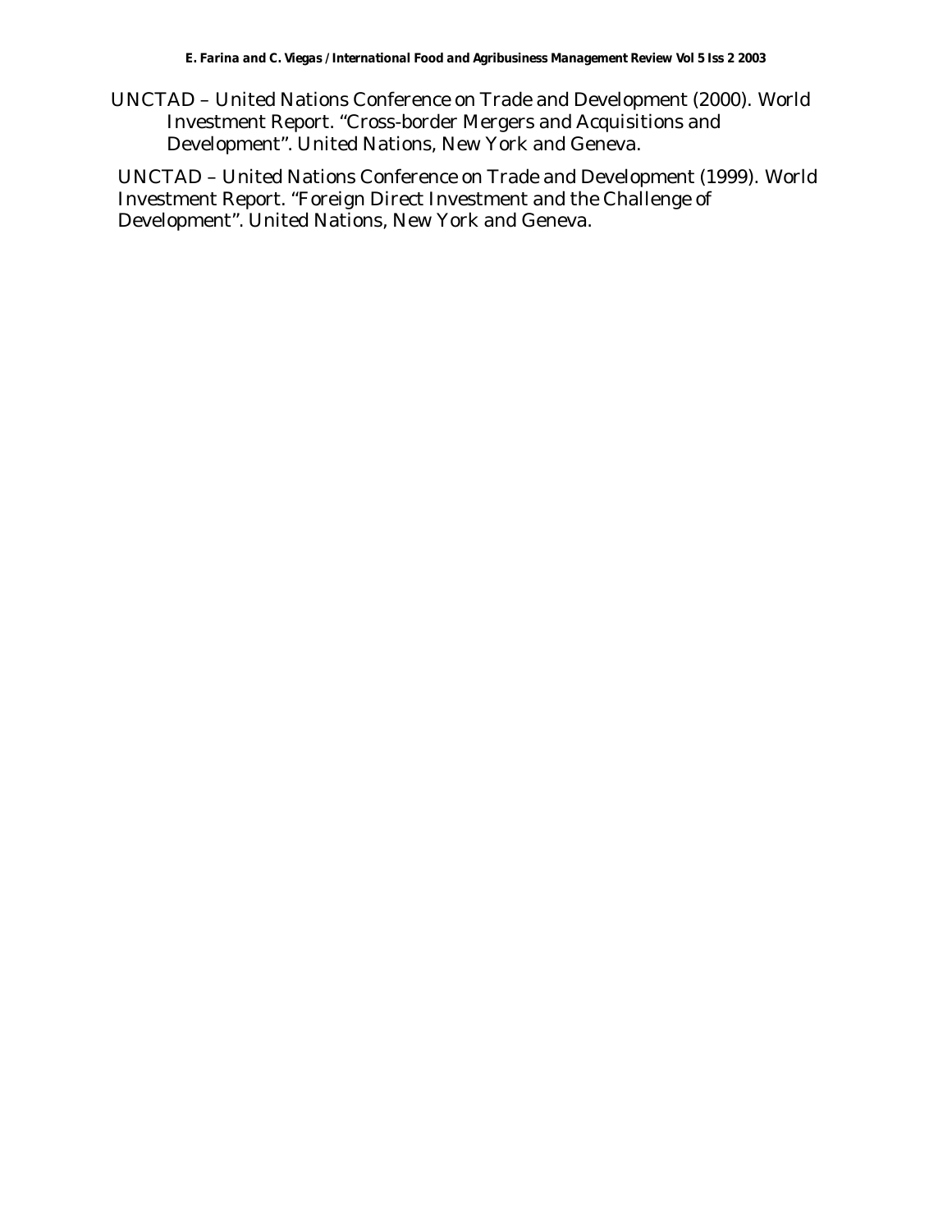UNCTAD – United Nations Conference on Trade and Development (2000). World Investment Report. "Cross-border Mergers and Acquisitions and Development". United Nations, New York and Geneva.

UNCTAD – United Nations Conference on Trade and Development (1999). World Investment Report. "Foreign Direct Investment and the Challenge of Development". United Nations, New York and Geneva.